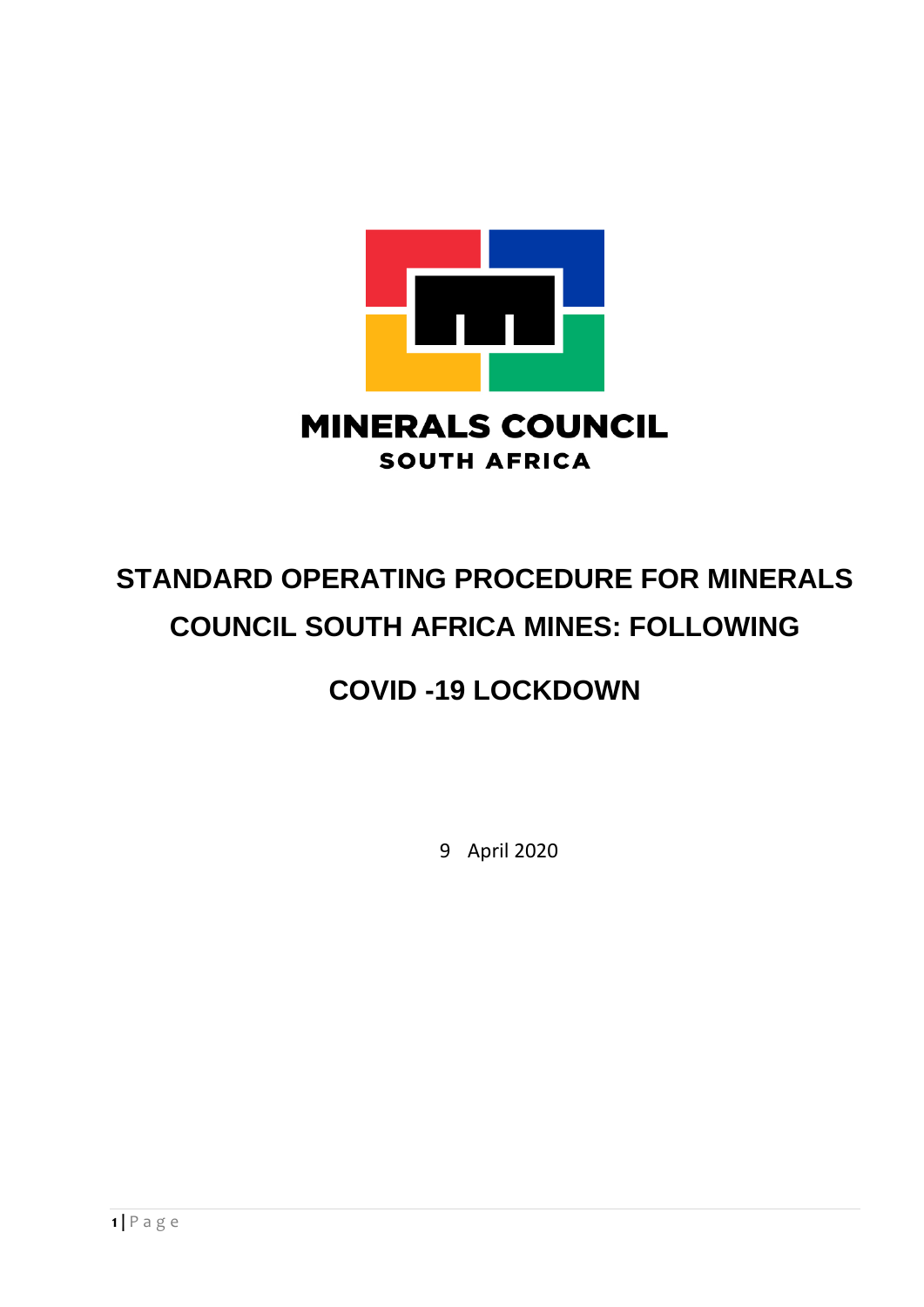MINERALS COUNCIL

SOUTH AFRICA

# STANDARD OPERATING PROCEDURE FOR MINERALS COUNCIL SOUTH AFRICA MINES: FOLLOWING COVID -19 LOCKDOWN

9 April 2020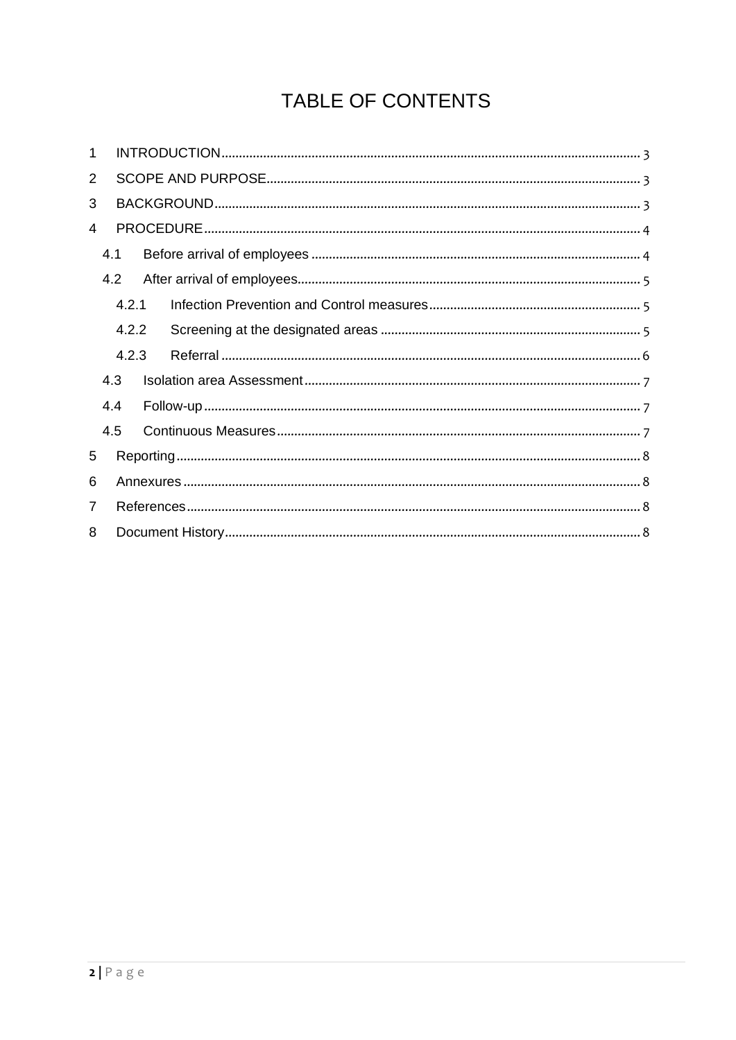# TABLE OF CONTENTS

1 INTRODUCTION ........ 3
2 SCOPE AND PURPOSE ........ 3
3 BACKGROUND ........ 3
4 PROCEDURE ........ 4
- 4.1 Before arrival of employees ........ 4
- 4.2 After arrival of employees ........ 5
  - 4.2.1 Infection Prevention and Control measures ........ 5
  - 4.2.2 Screening at the designated areas ........ 5
  - 4.2.3 Referral ........ 6
- 4.3 Isolation area Assessment ........ 7
- 4.4 Follow-up ........ 7
- 4.5 Continuous Measures ........ 7

5 Reporting ........ 8
6 Annexures ........ 8
7 References ........ 8
8 Document History ........ 8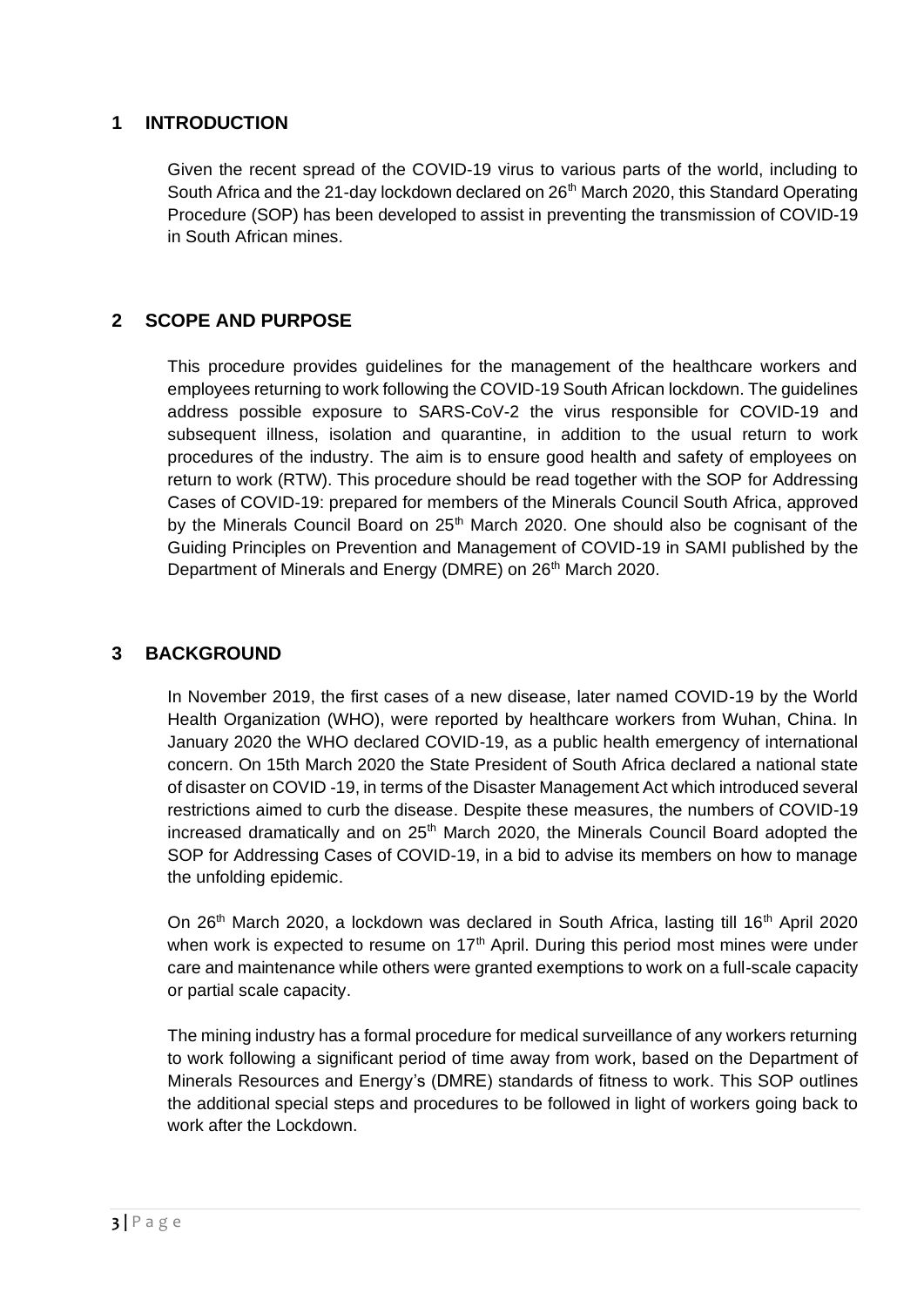## 1 INTRODUCTION

Given the recent spread of the COVID-19 virus to various parts of the world, including to South Africa and the 21-day lockdown declared on 26th March 2020, this Standard Operating Procedure (SOP) has been developed to assist in preventing the transmission of COVID-19 in South African mines.

## 2 SCOPE AND PURPOSE

This procedure provides guidelines for the management of the healthcare workers and employees returning to work following the COVID-19 South African lockdown. The guidelines address possible exposure to SARS-CoV-2 the virus responsible for COVID-19 and subsequent illness, isolation and quarantine, in addition to the usual return to work procedures of the industry. The aim is to ensure good health and safety of employees on return to work (RTW). This procedure should be read together with the SOP for Addressing Cases of COVID-19: prepared for members of the Minerals Council South Africa, approved by the Minerals Council Board on 25th March 2020. One should also be cognisant of the Guiding Principles on Prevention and Management of COVID-19 in SAMI published by the Department of Minerals and Energy (DMRE) on 26th March 2020.

## 3 BACKGROUND

In November 2019, the first cases of a new disease, later named COVID-19 by the World Health Organization (WHO), were reported by healthcare workers from Wuhan, China. In January 2020 the WHO declared COVID-19, as a public health emergency of international concern. On 15th March 2020 the State President of South Africa declared a national state of disaster on COVID -19, in terms of the Disaster Management Act which introduced several restrictions aimed to curb the disease. Despite these measures, the numbers of COVID-19 increased dramatically and on 25th March 2020, the Minerals Council Board adopted the SOP for Addressing Cases of COVID-19, in a bid to advise its members on how to manage the unfolding epidemic.

On 26th March 2020, a lockdown was declared in South Africa, lasting till 16th April 2020 when work is expected to resume on 17th April. During this period most mines were under care and maintenance while others were granted exemptions to work on a full-scale capacity or partial scale capacity.

The mining industry has a formal procedure for medical surveillance of any workers returning to work following a significant period of time away from work, based on the Department of Minerals Resources and Energy's (DMRE) standards of fitness to work. This SOP outlines the additional special steps and procedures to be followed in light of workers going back to work after the Lockdown.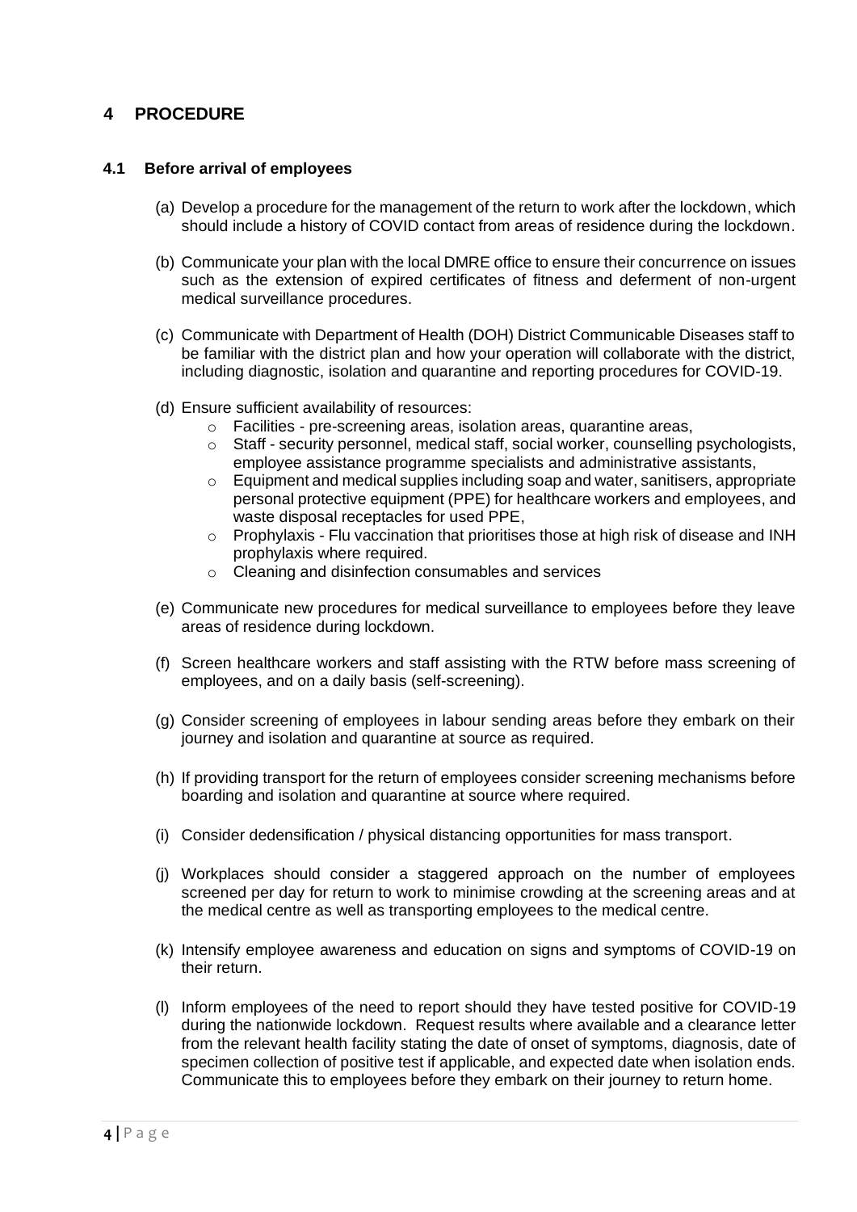# 4 PROCEDURE

## 4.1 Before arrival of employees

(a) Develop a procedure for the management of the return to work after the lockdown, which should include a history of COVID contact from areas of residence during the lockdown.

(b) Communicate your plan with the local DMRE office to ensure their concurrence on issues such as the extension of expired certificates of fitness and deferment of non-urgent medical surveillance procedures.

(c) Communicate with Department of Health (DOH) District Communicable Diseases staff to be familiar with the district plan and how your operation will collaborate with the district, including diagnostic, isolation and quarantine and reporting procedures for COVID-19.

(d) Ensure sufficient availability of resources:
- Facilities - pre-screening areas, isolation areas, quarantine areas,
- Staff - security personnel, medical staff, social worker, counselling psychologists, employee assistance programme specialists and administrative assistants,
- Equipment and medical supplies including soap and water, sanitisers, appropriate personal protective equipment (PPE) for healthcare workers and employees, and waste disposal receptacles for used PPE,
- Prophylaxis - Flu vaccination that prioritises those at high risk of disease and INH prophylaxis where required.
- Cleaning and disinfection consumables and services

(e) Communicate new procedures for medical surveillance to employees before they leave areas of residence during lockdown.

(f) Screen healthcare workers and staff assisting with the RTW before mass screening of employees, and on a daily basis (self-screening).

(g) Consider screening of employees in labour sending areas before they embark on their journey and isolation and quarantine at source as required.

(h) If providing transport for the return of employees consider screening mechanisms before boarding and isolation and quarantine at source where required.

(i) Consider dedensification / physical distancing opportunities for mass transport.

(j) Workplaces should consider a staggered approach on the number of employees screened per day for return to work to minimise crowding at the screening areas and at the medical centre as well as transporting employees to the medical centre.

(k) Intensify employee awareness and education on signs and symptoms of COVID-19 on their return.

(l) Inform employees of the need to report should they have tested positive for COVID-19 during the nationwide lockdown. Request results where available and a clearance letter from the relevant health facility stating the date of onset of symptoms, diagnosis, date of specimen collection of positive test if applicable, and expected date when isolation ends. Communicate this to employees before they embark on their journey to return home.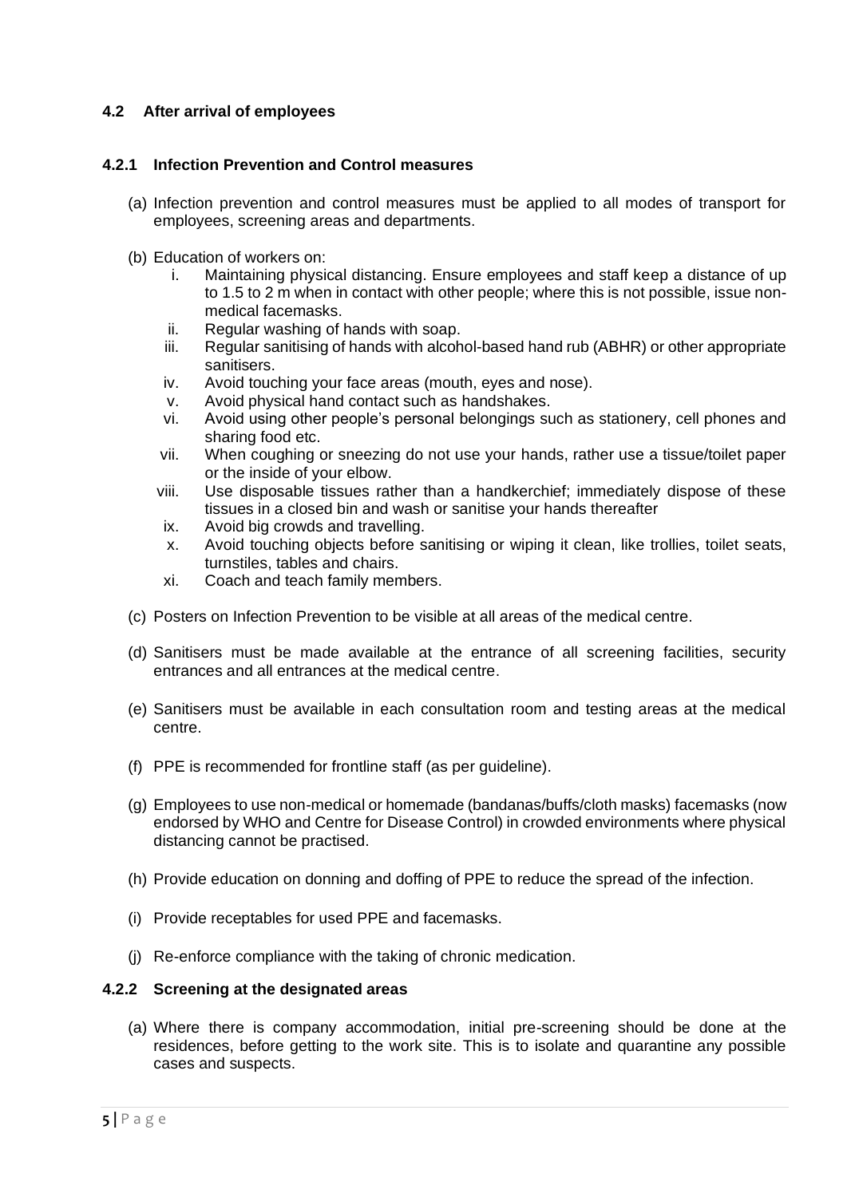### 4.2 After arrival of employees

#### 4.2.1 Infection Prevention and Control measures

(a) Infection prevention and control measures must be applied to all modes of transport for employees, screening areas and departments.

(b) Education of workers on:

   i. Maintaining physical distancing. Ensure employees and staff keep a distance of up to 1.5 to 2 m when in contact with other people; where this is not possible, issue non-medical facemasks.
   ii. Regular washing of hands with soap.
   iii. Regular sanitising of hands with alcohol-based hand rub (ABHR) or other appropriate sanitisers.
   iv. Avoid touching your face areas (mouth, eyes and nose).
   v. Avoid physical hand contact such as handshakes.
   vi. Avoid using other people's personal belongings such as stationery, cell phones and sharing food etc.
   vii. When coughing or sneezing do not use your hands, rather use a tissue/toilet paper or the inside of your elbow.
   viii. Use disposable tissues rather than a handkerchief; immediately dispose of these tissues in a closed bin and wash or sanitise your hands thereafter
   ix. Avoid big crowds and travelling.
   x. Avoid touching objects before sanitising or wiping it clean, like trollies, toilet seats, turnstiles, tables and chairs.
   xi. Coach and teach family members.

(c) Posters on Infection Prevention to be visible at all areas of the medical centre.

(d) Sanitisers must be made available at the entrance of all screening facilities, security entrances and all entrances at the medical centre.

(e) Sanitisers must be available in each consultation room and testing areas at the medical centre.

(f) PPE is recommended for frontline staff (as per guideline).

(g) Employees to use non-medical or homemade (bandanas/buffs/cloth masks) facemasks (now endorsed by WHO and Centre for Disease Control) in crowded environments where physical distancing cannot be practised.

(h) Provide education on donning and doffing of PPE to reduce the spread of the infection.

(i) Provide receptables for used PPE and facemasks.

(j) Re-enforce compliance with the taking of chronic medication.

#### 4.2.2 Screening at the designated areas

(a) Where there is company accommodation, initial pre-screening should be done at the residences, before getting to the work site. This is to isolate and quarantine any possible cases and suspects.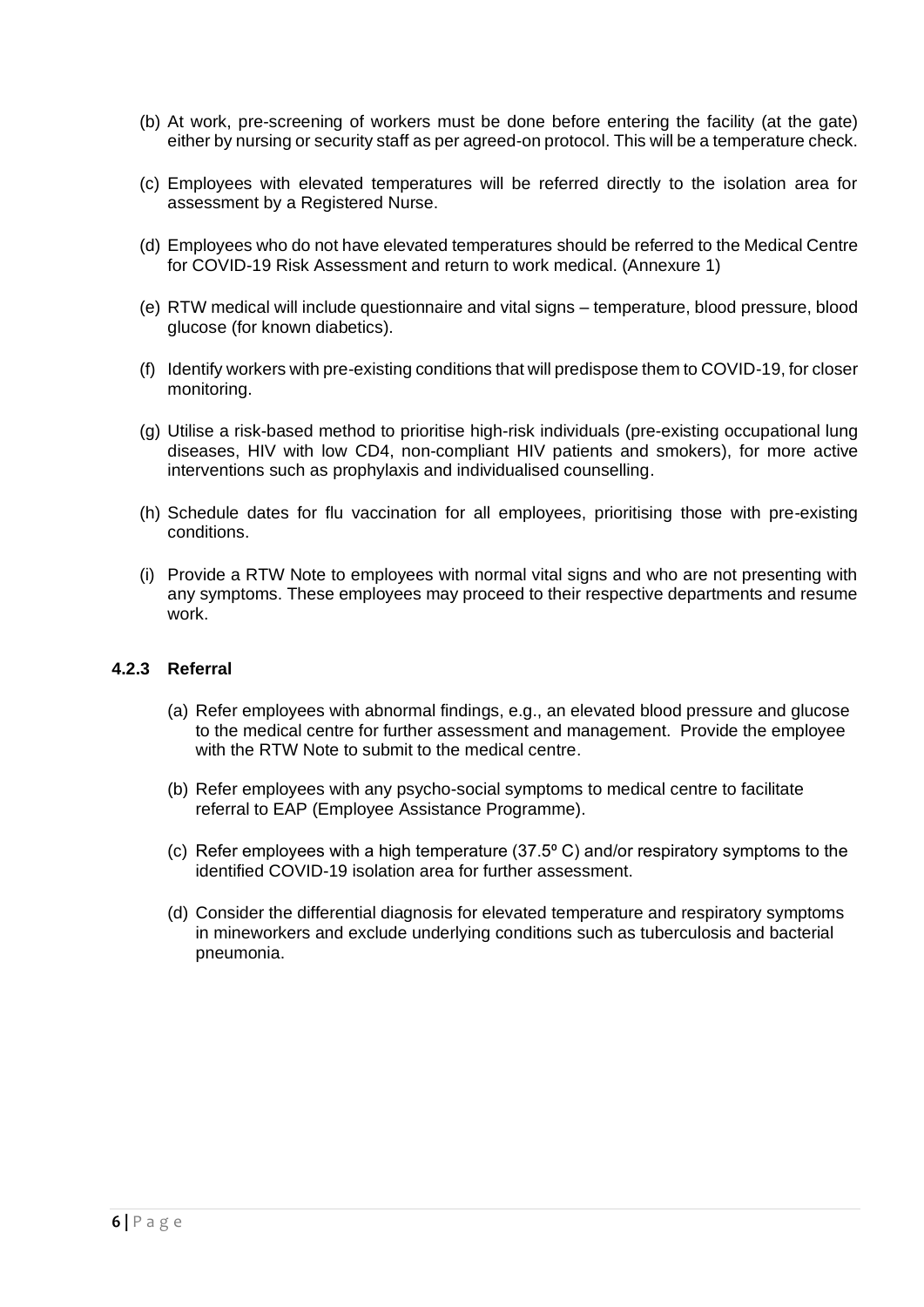(b) At work, pre-screening of workers must be done before entering the facility (at the gate) either by nursing or security staff as per agreed-on protocol. This will be a temperature check.

(c) Employees with elevated temperatures will be referred directly to the isolation area for assessment by a Registered Nurse.

(d) Employees who do not have elevated temperatures should be referred to the Medical Centre for COVID-19 Risk Assessment and return to work medical. (Annexure 1)

(e) RTW medical will include questionnaire and vital signs – temperature, blood pressure, blood glucose (for known diabetics).

(f) Identify workers with pre-existing conditions that will predispose them to COVID-19, for closer monitoring.

(g) Utilise a risk-based method to prioritise high-risk individuals (pre-existing occupational lung diseases, HIV with low CD4, non-compliant HIV patients and smokers), for more active interventions such as prophylaxis and individualised counselling.

(h) Schedule dates for flu vaccination for all employees, prioritising those with pre-existing conditions.

(i) Provide a RTW Note to employees with normal vital signs and who are not presenting with any symptoms. These employees may proceed to their respective departments and resume work.

#### 4.2.3 Referral

(a) Refer employees with abnormal findings, e.g., an elevated blood pressure and glucose to the medical centre for further assessment and management. Provide the employee with the RTW Note to submit to the medical centre.

(b) Refer employees with any psycho-social symptoms to medical centre to facilitate referral to EAP (Employee Assistance Programme).

(c) Refer employees with a high temperature (37.5º C) and/or respiratory symptoms to the identified COVID-19 isolation area for further assessment.

(d) Consider the differential diagnosis for elevated temperature and respiratory symptoms in mineworkers and exclude underlying conditions such as tuberculosis and bacterial pneumonia.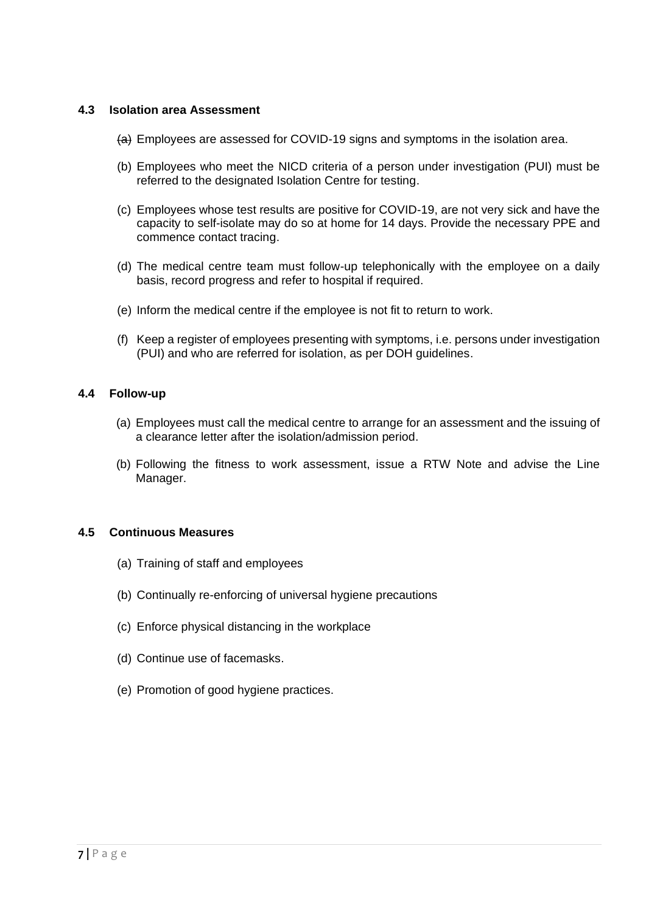### 4.3 Isolation area Assessment

(a) Employees are assessed for COVID-19 signs and symptoms in the isolation area.

(b) Employees who meet the NICD criteria of a person under investigation (PUI) must be referred to the designated Isolation Centre for testing.

(c) Employees whose test results are positive for COVID-19, are not very sick and have the capacity to self-isolate may do so at home for 14 days. Provide the necessary PPE and commence contact tracing.

(d) The medical centre team must follow-up telephonically with the employee on a daily basis, record progress and refer to hospital if required.

(e) Inform the medical centre if the employee is not fit to return to work.

(f) Keep a register of employees presenting with symptoms, i.e. persons under investigation (PUI) and who are referred for isolation, as per DOH guidelines.

### 4.4 Follow-up

(a) Employees must call the medical centre to arrange for an assessment and the issuing of a clearance letter after the isolation/admission period.

(b) Following the fitness to work assessment, issue a RTW Note and advise the Line Manager.

### 4.5 Continuous Measures

(a) Training of staff and employees

(b) Continually re-enforcing of universal hygiene precautions

(c) Enforce physical distancing in the workplace

(d) Continue use of facemasks.

(e) Promotion of good hygiene practices.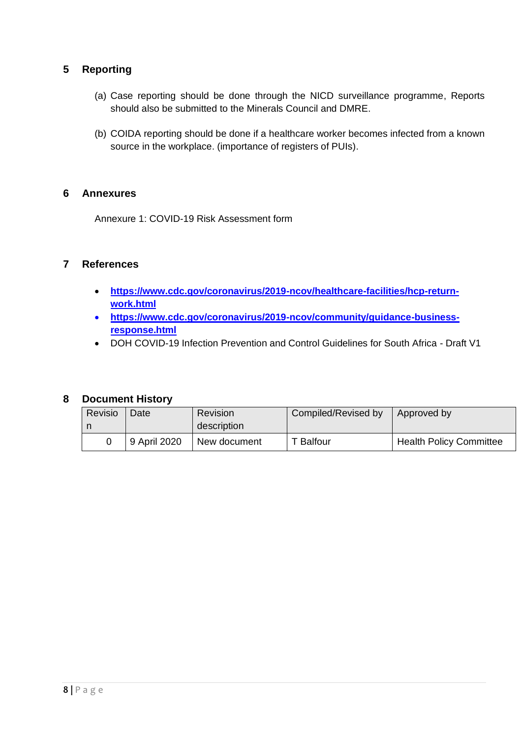## 5 Reporting

(a) Case reporting should be done through the NICD surveillance programme, Reports should also be submitted to the Minerals Council and DMRE.

(b) COIDA reporting should be done if a healthcare worker becomes infected from a known source in the workplace. (importance of registers of PUIs).

## 6 Annexures

Annexure 1: COVID-19 Risk Assessment form

## 7 References

- **https://www.cdc.gov/coronavirus/2019-ncov/healthcare-facilities/hcp-return-work.html**
- **https://www.cdc.gov/coronavirus/2019-ncov/community/guidance-business-response.html**
- DOH COVID-19 Infection Prevention and Control Guidelines for South Africa - Draft V1

## 8 Document History

| Revision | Date | Revision description | Compiled/Revised by | Approved by |
|---|---|---|---|---|
| 0 | 9 April 2020 | New document | T Balfour | Health Policy Committee |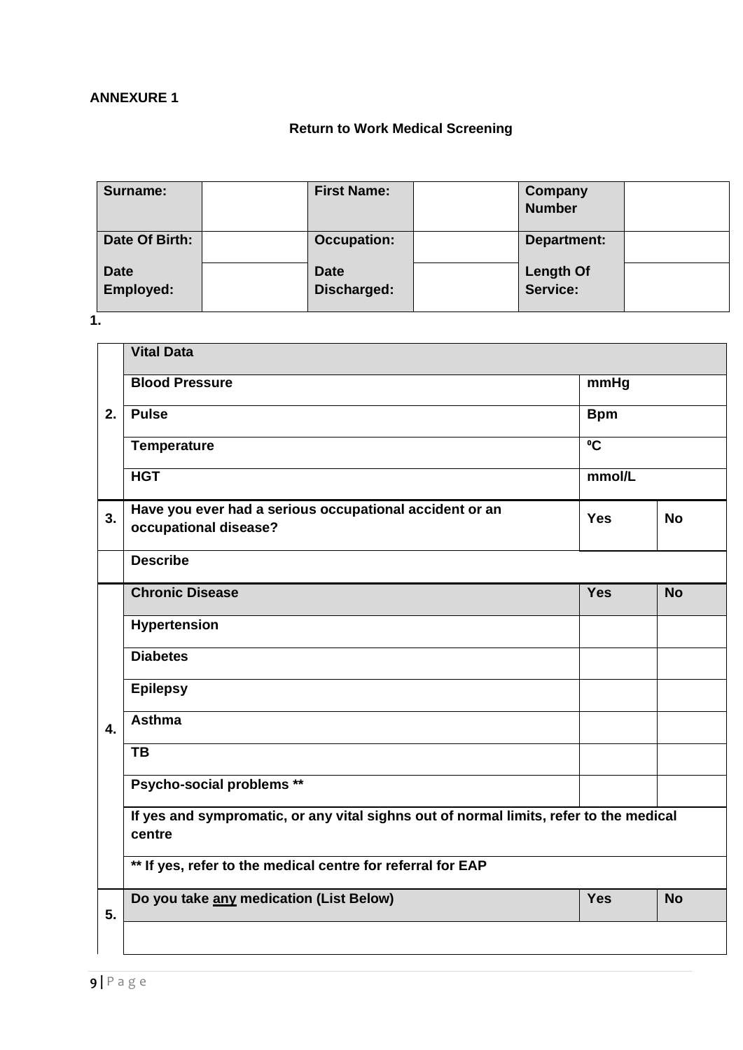**ANNEXURE 1**

**Return to Work Medical Screening**

| **Surname:** | | **First Name:** | | **Company Number** | |
|---|---|---|---|---|---|
| **Date Of Birth:** | | **Occupation:** | | **Department:** | |
| **Date Employed:** | | **Date Discharged:** | | **Length Of Service:** | |

**1.**

| | | | |
|---|---|---|---|
| **2.** | **Vital Data** | | |
| | **Blood Pressure** | **mmHg** | |
| | **Pulse** | **Bpm** | |
| | **Temperature** | **⁰C** | |
| | **HGT** | **mmol/L** | |
| **3.** | **Have you ever had a serious occupational accident or an occupational disease?** | **Yes** | **No** |
| | **Describe** | | |
| **4.** | **Chronic Disease** | **Yes** | **No** |
| | **Hypertension** | | |
| | **Diabetes** | | |
| | **Epilepsy** | | |
| | **Asthma** | | |
| | **TB** | | |
| | **Psycho-social problems** ** | | |
| | **If yes and sympromatic, or any vital sighns out of normal limits, refer to the medical centre** | | |
| | **** If yes, refer to the medical centre for referral for EAP** | | |
| **5.** | **Do you take <u>any</u> medication (List Below)** | **Yes** | **No** |
| | | | |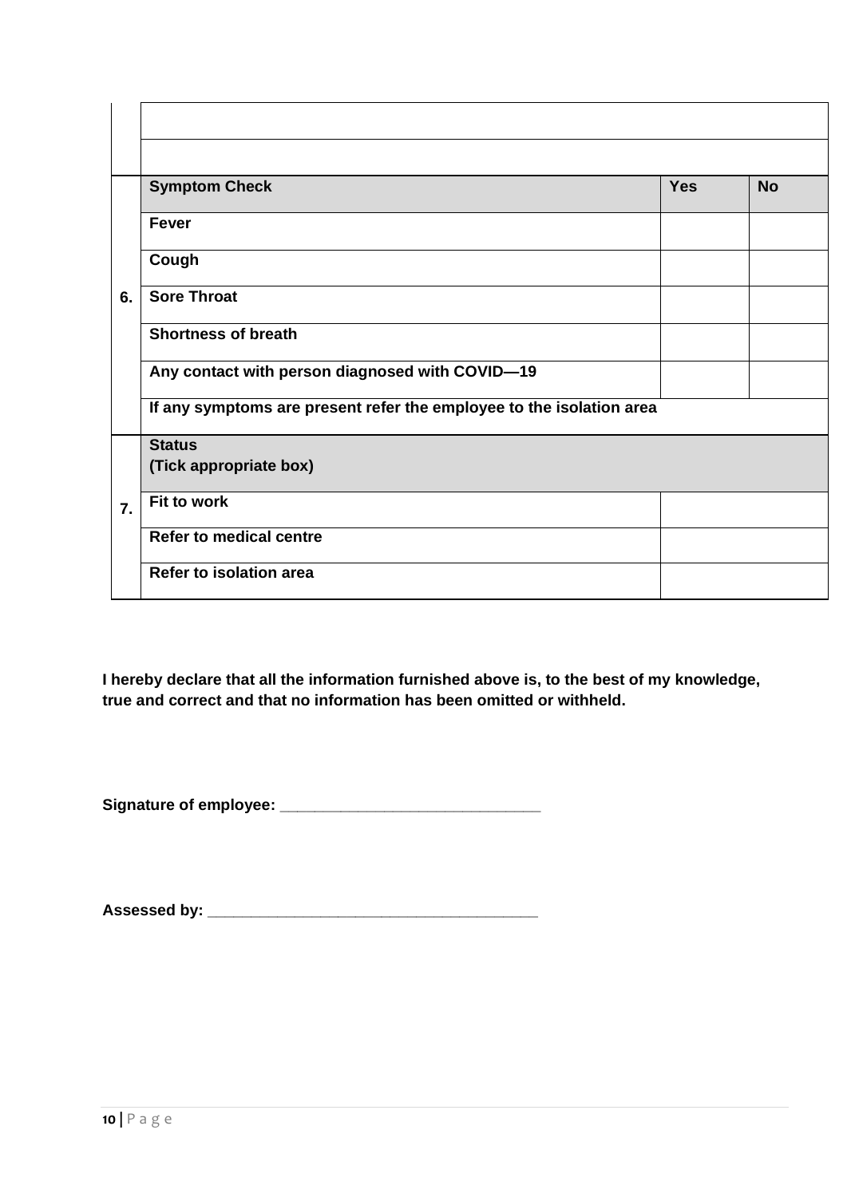| | | | |
|---|---|---|---|
| | | | |
| | | | |
| 6. | **Symptom Check** | **Yes** | **No** |
| | **Fever** | | |
| | **Cough** | | |
| | **Sore Throat** | | |
| | **Shortness of breath** | | |
| | **Any contact with person diagnosed with COVID—19** | | |
| | **If any symptoms are present refer the employee to the isolation area** | | |
| 7. | **Status (Tick appropriate box)** | | |
| | **Fit to work** | | |
| | **Refer to medical centre** | | |
| | **Refer to isolation area** | | |

**I hereby declare that all the information furnished above is, to the best of my knowledge, true and correct and that no information has been omitted or withheld.**

**Signature of employee:** ______________________________

**Assessed by:** ______________________________________